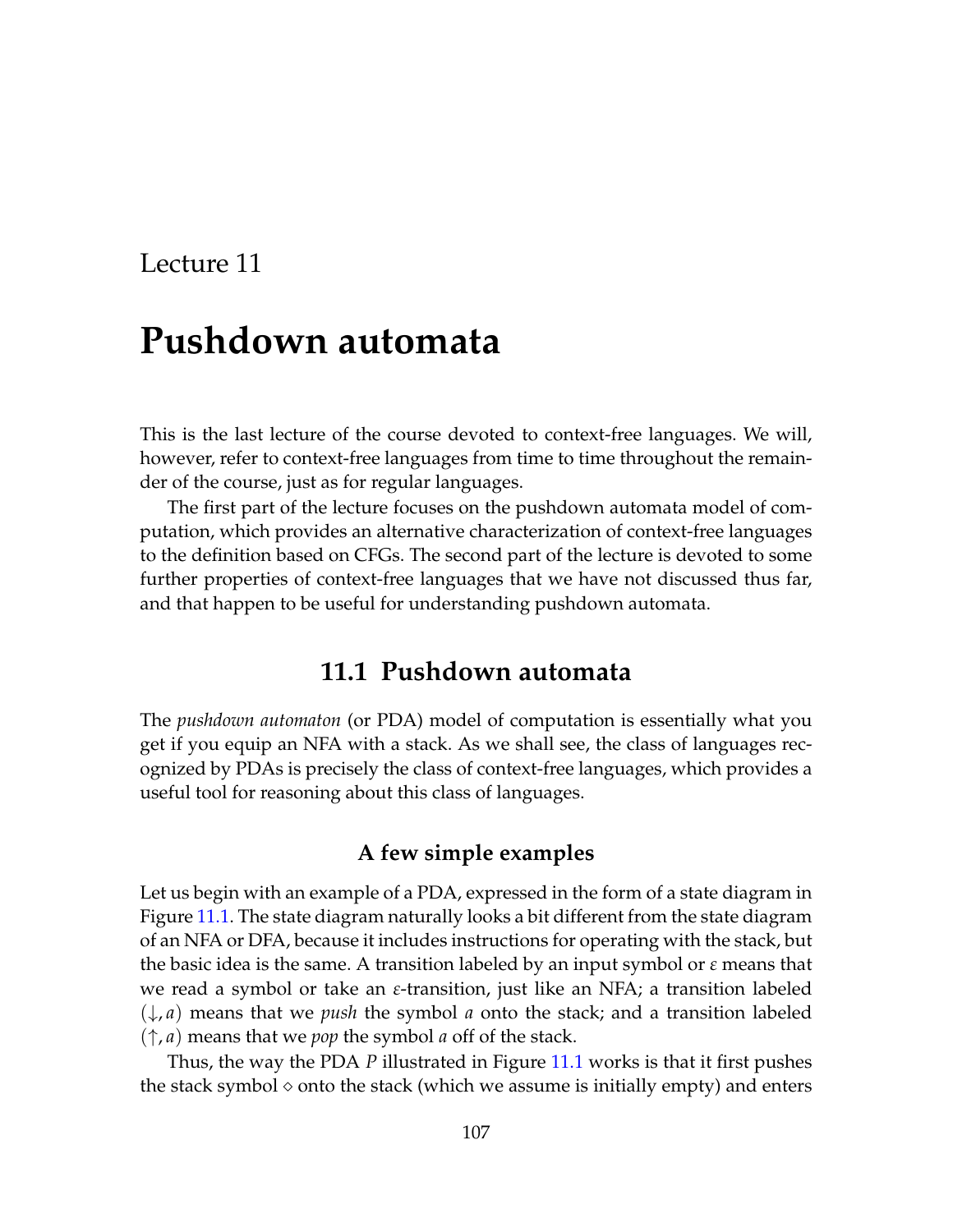Lecture 11

# Pushdown automata

This is the last lecture of the course devoted to context-free languages. We will, however, refer to context-free languages from time to time throughout the remainder of the course, just as for regular languages.

The first part of the lecture focuses on the pushdown automata model of computation, which provides an alternative characterization of context-free languages to the definition based on CFGs. The second part of the lecture is devoted to some further properties of context-free languages that we have not discussed thus far, and that happen to be useful for understanding pushdown automata.

## 11.1 Pushdown automata

The *pushdown automaton* (or PDA) model of computation is essentially what you get if you equip an NFA with a stack. As we shall see, the class of languages recognized by PDAs is precisely the class of context-free languages, which provides a useful tool for reasoning about this class of languages.

### A few simple examples

Let us begin with an example of a PDA, expressed in the form of a state diagram in Figure 11.1. The state diagram naturally looks a bit different from the state diagram of an NFA or DFA, because it includes instructions for operating with the stack, but the basic idea is the same. A transition labeled by an input symbol or $\varepsilon$ means that we read a symbol or take an $\varepsilon$-transition, just like an NFA; a transition labeled $(\downarrow, a)$ means that we *push* the symbol $a$ onto the stack; and a transition labeled $(\uparrow, a)$ means that we *pop* the symbol $a$ off of the stack.

Thus, the way the PDA $P$ illustrated in Figure 11.1 works is that it first pushes the stack symbol $\diamond$ onto the stack (which we assume is initially empty) and enters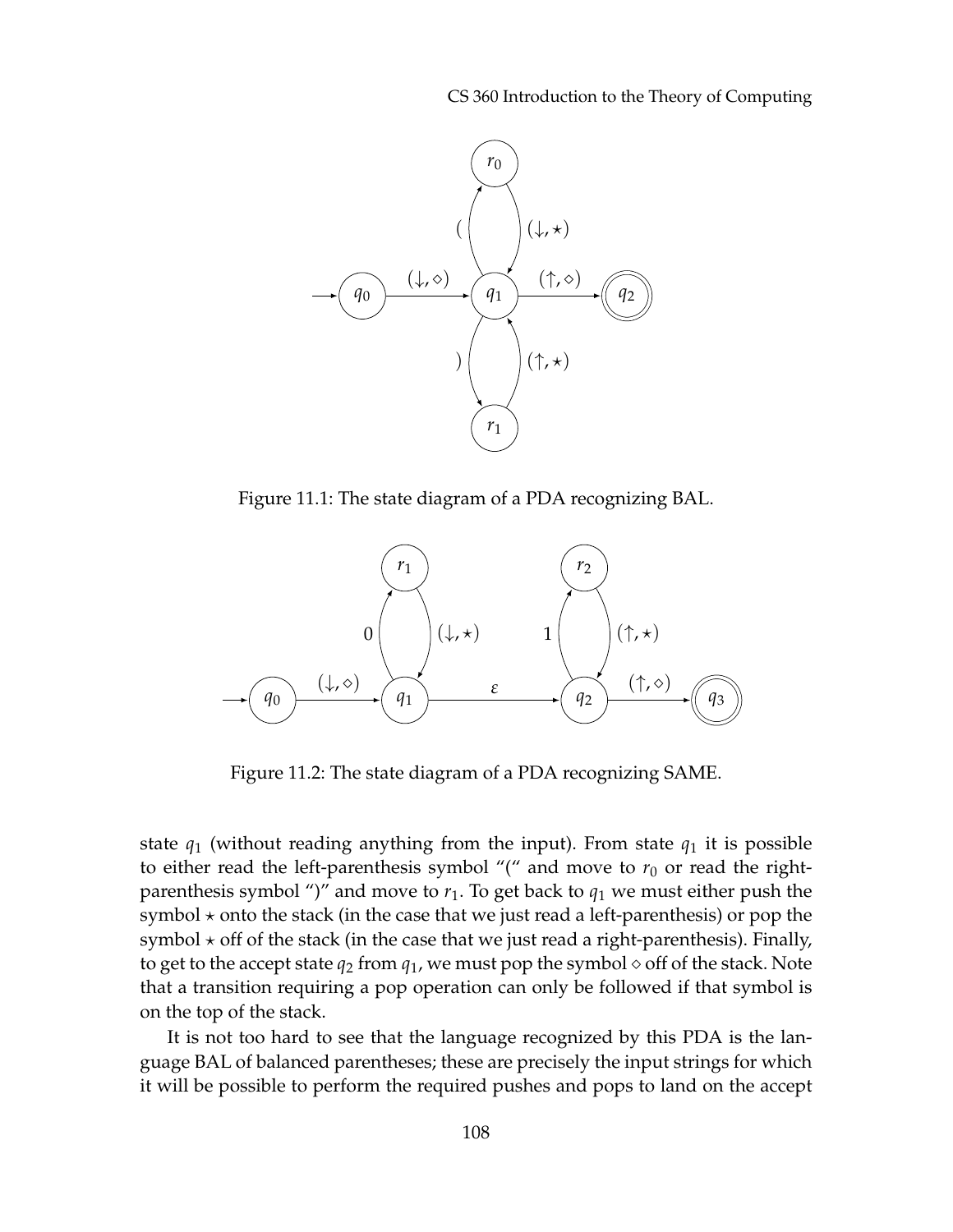Figure 11.1: The state diagram of a PDA recognizing BAL.

Figure 11.2: The state diagram of a PDA recognizing SAME.

state $q_1$ (without reading anything from the input). From state $q_1$ it is possible to either read the left-parenthesis symbol "(" and move to $r_0$ or read the right-parenthesis symbol ")" and move to $r_1$. To get back to $q_1$ we must either push the symbol $\star$ onto the stack (in the case that we just read a left-parenthesis) or pop the symbol $\star$ off of the stack (in the case that we just read a right-parenthesis). Finally, to get to the accept state $q_2$ from $q_1$, we must pop the symbol $\diamond$ off of the stack. Note that a transition requiring a pop operation can only be followed if that symbol is on the top of the stack.

It is not too hard to see that the language recognized by this PDA is the language BAL of balanced parentheses; these are precisely the input strings for which it will be possible to perform the required pushes and pops to land on the accept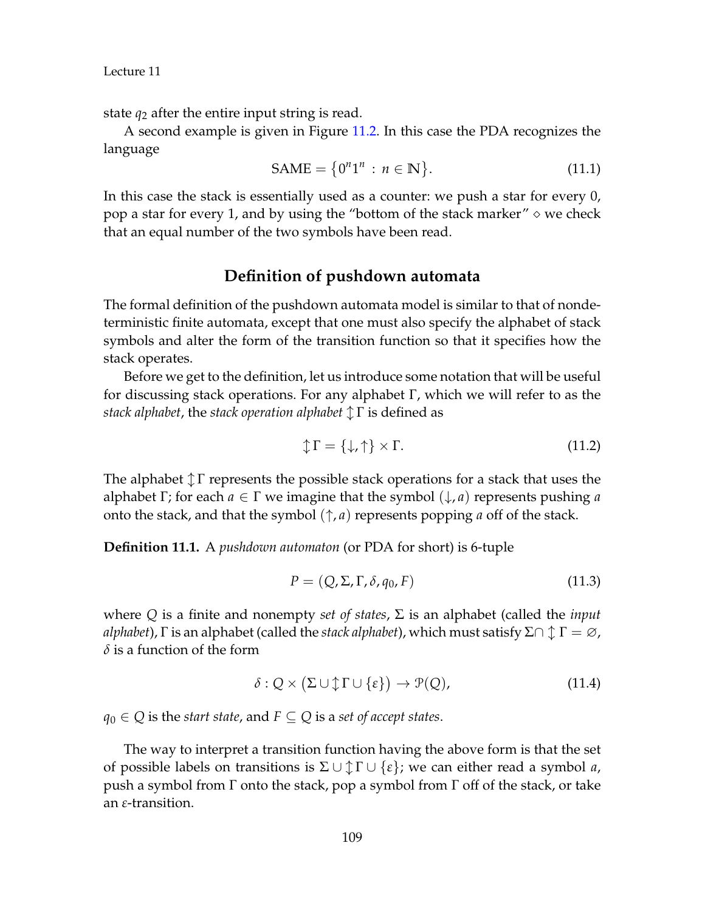state $q_2$ after the entire input string is read.

A second example is given in Figure 11.2. In this case the PDA recognizes the language

$$\text{SAME} = \{0^n 1^n \,:\, n \in \mathbb{N}\}. \tag{11.1}$$

In this case the stack is essentially used as a counter: we push a star for every 0, pop a star for every 1, and by using the "bottom of the stack marker" $\diamond$ we check that an equal number of the two symbols have been read.

## Definition of pushdown automata

The formal definition of the pushdown automata model is similar to that of nondeterministic finite automata, except that one must also specify the alphabet of stack symbols and alter the form of the transition function so that it specifies how the stack operates.

Before we get to the definition, let us introduce some notation that will be useful for discussing stack operations. For any alphabet $\Gamma$, which we will refer to as the *stack alphabet*, the *stack operation alphabet* $\updownarrow\Gamma$ is defined as

$$\updownarrow\Gamma = \{\downarrow, \uparrow\} \times \Gamma. \tag{11.2}$$

The alphabet $\updownarrow\Gamma$ represents the possible stack operations for a stack that uses the alphabet $\Gamma$; for each $a \in \Gamma$ we imagine that the symbol $(\downarrow, a)$ represents pushing $a$ onto the stack, and that the symbol $(\uparrow, a)$ represents popping $a$ off of the stack.

**Definition 11.1.** A *pushdown automaton* (or PDA for short) is 6-tuple

$$P = (Q, \Sigma, \Gamma, \delta, q_0, F) \tag{11.3}$$

where $Q$ is a finite and nonempty *set of states*, $\Sigma$ is an alphabet (called the *input alphabet*), $\Gamma$ is an alphabet (called the *stack alphabet*), which must satisfy $\Sigma \cap \updownarrow\Gamma = \varnothing$, $\delta$ is a function of the form

$$\delta : Q \times \big(\Sigma \cup \updownarrow\Gamma \cup \{\varepsilon\}\big) \to \mathcal{P}(Q), \tag{11.4}$$

$q_0 \in Q$ is the *start state*, and $F \subseteq Q$ is a *set of accept states*.

The way to interpret a transition function having the above form is that the set of possible labels on transitions is $\Sigma \cup \updownarrow\Gamma \cup \{\varepsilon\}$; we can either read a symbol $a$, push a symbol from $\Gamma$ onto the stack, pop a symbol from $\Gamma$ off of the stack, or take an $\varepsilon$-transition.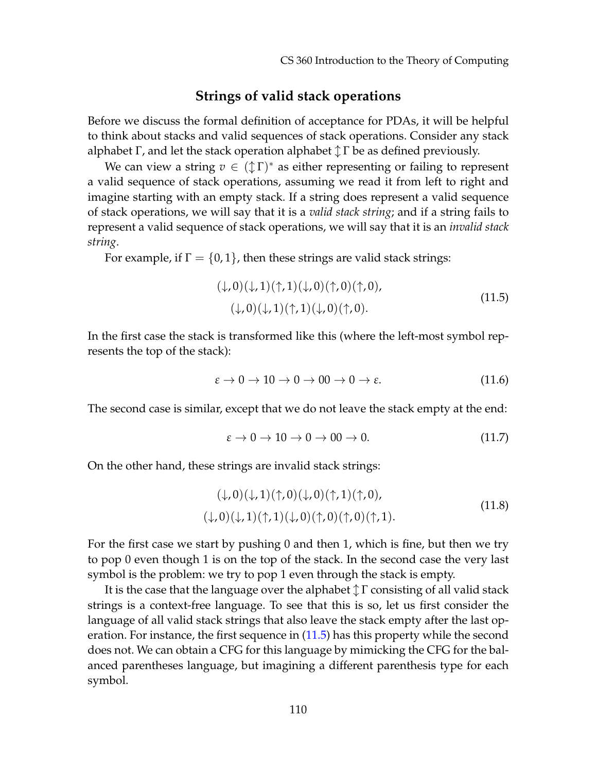## Strings of valid stack operations

Before we discuss the formal definition of acceptance for PDAs, it will be helpful to think about stacks and valid sequences of stack operations. Consider any stack alphabet $\Gamma$, and let the stack operation alphabet $\updownarrow\Gamma$ be as defined previously.

We can view a string $v \in (\updownarrow\Gamma)^*$ as either representing or failing to represent a valid sequence of stack operations, assuming we read it from left to right and imagine starting with an empty stack. If a string does represent a valid sequence of stack operations, we will say that it is a *valid stack string*; and if a string fails to represent a valid sequence of stack operations, we will say that it is an *invalid stack string*.

For example, if $\Gamma = \{0, 1\}$, then these strings are valid stack strings:

$$
\begin{gathered}
(\downarrow,0)(\downarrow,1)(\uparrow,1)(\downarrow,0)(\uparrow,0)(\uparrow,0),\\
(\downarrow,0)(\downarrow,1)(\uparrow,1)(\downarrow,0)(\uparrow,0).
\end{gathered}
\tag{11.5}
$$

In the first case the stack is transformed like this (where the left-most symbol represents the top of the stack):

$$
\varepsilon \rightarrow 0 \rightarrow 10 \rightarrow 0 \rightarrow 00 \rightarrow 0 \rightarrow \varepsilon. \tag{11.6}
$$

The second case is similar, except that we do not leave the stack empty at the end:

$$
\varepsilon \rightarrow 0 \rightarrow 10 \rightarrow 0 \rightarrow 00 \rightarrow 0. \tag{11.7}
$$

On the other hand, these strings are invalid stack strings:

$$
\begin{gathered}
(\downarrow,0)(\downarrow,1)(\uparrow,0)(\downarrow,0)(\uparrow,1)(\uparrow,0),\\
(\downarrow,0)(\downarrow,1)(\uparrow,1)(\downarrow,0)(\uparrow,0)(\uparrow,0)(\uparrow,1).
\end{gathered}
\tag{11.8}
$$

For the first case we start by pushing 0 and then 1, which is fine, but then we try to pop 0 even though 1 is on the top of the stack. In the second case the very last symbol is the problem: we try to pop 1 even through the stack is empty.

It is the case that the language over the alphabet $\updownarrow\Gamma$ consisting of all valid stack strings is a context-free language. To see that this is so, let us first consider the language of all valid stack strings that also leave the stack empty after the last operation. For instance, the first sequence in (11.5) has this property while the second does not. We can obtain a CFG for this language by mimicking the CFG for the balanced parentheses language, but imagining a different parenthesis type for each symbol.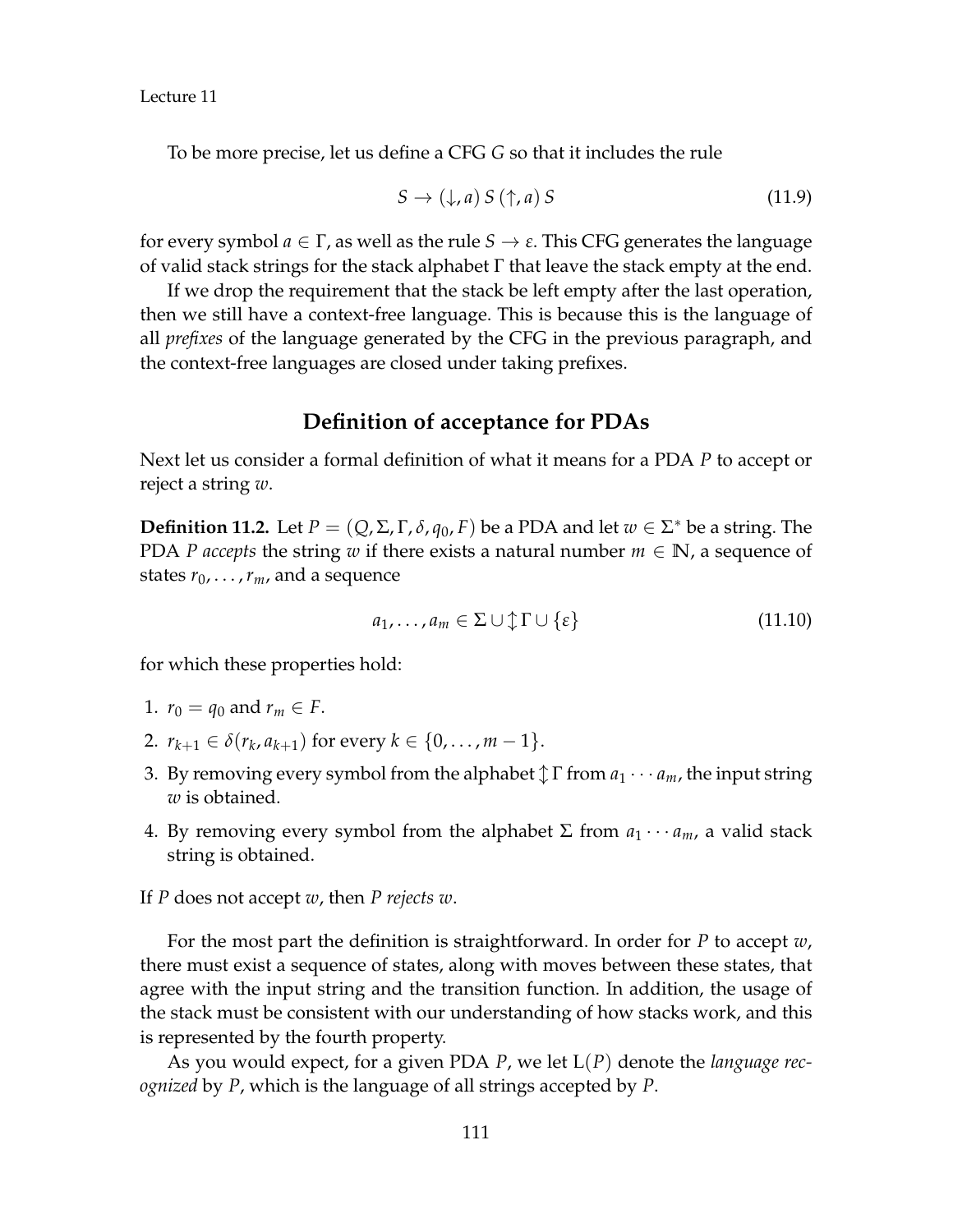To be more precise, let us define a CFG $G$ so that it includes the rule

$$S \to (\downarrow, a)\, S\, (\uparrow, a)\, S \tag{11.9}$$

for every symbol $a \in \Gamma$, as well as the rule $S \to \varepsilon$. This CFG generates the language of valid stack strings for the stack alphabet $\Gamma$ that leave the stack empty at the end.

If we drop the requirement that the stack be left empty after the last operation, then we still have a context-free language. This is because this is the language of all *prefixes* of the language generated by the CFG in the previous paragraph, and the context-free languages are closed under taking prefixes.

## Definition of acceptance for PDAs

Next let us consider a formal definition of what it means for a PDA $P$ to accept or reject a string $w$.

**Definition 11.2.** Let $P = (Q, \Sigma, \Gamma, \delta, q_0, F)$ be a PDA and let $w \in \Sigma^*$ be a string. The PDA $P$ *accepts* the string $w$ if there exists a natural number $m \in \mathbb{N}$, a sequence of states $r_0, \ldots, r_m$, and a sequence

$$a_1, \ldots, a_m \in \Sigma \cup \updownarrow\Gamma \cup \{\varepsilon\} \tag{11.10}$$

for which these properties hold:

1. $r_0 = q_0$ and $r_m \in F$.
2. $r_{k+1} \in \delta(r_k, a_{k+1})$ for every $k \in \{0, \ldots, m-1\}$.
3. By removing every symbol from the alphabet $\updownarrow\Gamma$ from $a_1 \cdots a_m$, the input string $w$ is obtained.
4. By removing every symbol from the alphabet $\Sigma$ from $a_1 \cdots a_m$, a valid stack string is obtained.

If $P$ does not accept $w$, then $P$ *rejects* $w$.

For the most part the definition is straightforward. In order for $P$ to accept $w$, there must exist a sequence of states, along with moves between these states, that agree with the input string and the transition function. In addition, the usage of the stack must be consistent with our understanding of how stacks work, and this is represented by the fourth property.

As you would expect, for a given PDA $P$, we let $\mathrm{L}(P)$ denote the *language recognized* by $P$, which is the language of all strings accepted by $P$.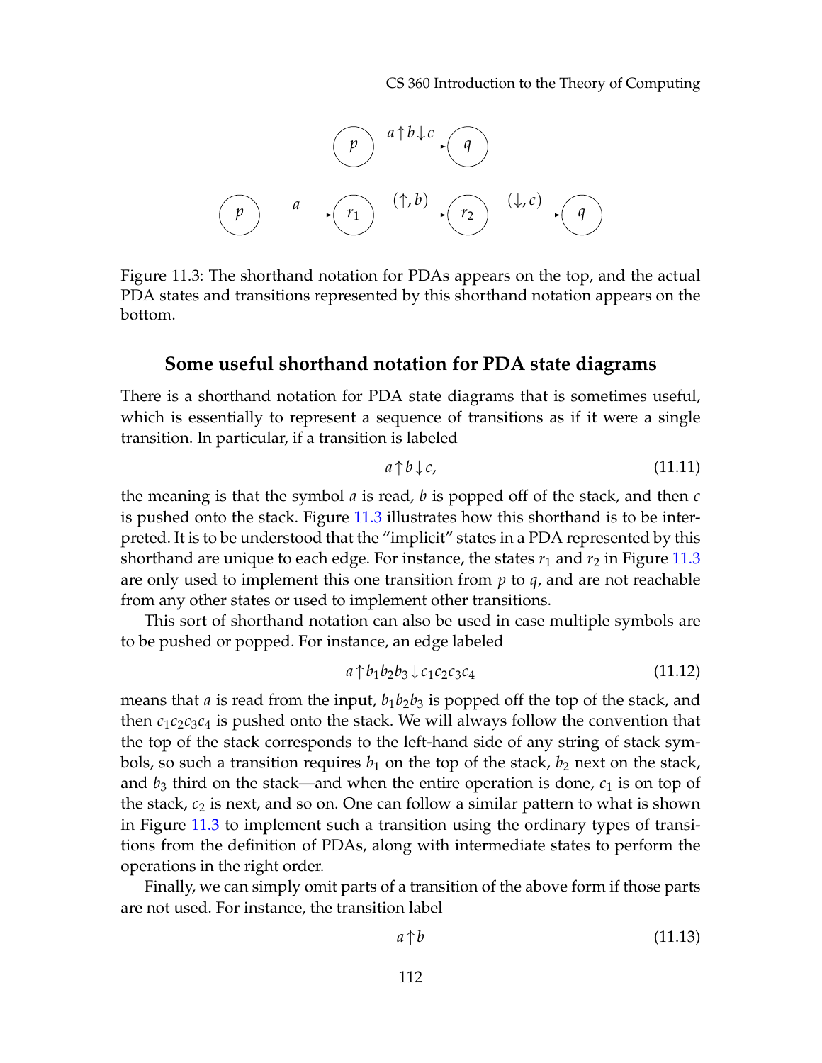Figure 11.3: The shorthand notation for PDAs appears on the top, and the actual PDA states and transitions represented by this shorthand notation appears on the bottom.

### Some useful shorthand notation for PDA state diagrams

There is a shorthand notation for PDA state diagrams that is sometimes useful, which is essentially to represent a sequence of transitions as if it were a single transition. In particular, if a transition is labeled

$$a \uparrow b \downarrow c, \tag{11.11}$$

the meaning is that the symbol $a$ is read, $b$ is popped off of the stack, and then $c$ is pushed onto the stack. Figure 11.3 illustrates how this shorthand is to be interpreted. It is to be understood that the "implicit" states in a PDA represented by this shorthand are unique to each edge. For instance, the states $r_1$ and $r_2$ in Figure 11.3 are only used to implement this one transition from $p$ to $q$, and are not reachable from any other states or used to implement other transitions.

This sort of shorthand notation can also be used in case multiple symbols are to be pushed or popped. For instance, an edge labeled

$$a \uparrow b_1 b_2 b_3 \downarrow c_1 c_2 c_3 c_4 \tag{11.12}$$

means that $a$ is read from the input, $b_1 b_2 b_3$ is popped off the top of the stack, and then $c_1 c_2 c_3 c_4$ is pushed onto the stack. We will always follow the convention that the top of the stack corresponds to the left-hand side of any string of stack symbols, so such a transition requires $b_1$ on the top of the stack, $b_2$ next on the stack, and $b_3$ third on the stack—and when the entire operation is done, $c_1$ is on top of the stack, $c_2$ is next, and so on. One can follow a similar pattern to what is shown in Figure 11.3 to implement such a transition using the ordinary types of transitions from the definition of PDAs, along with intermediate states to perform the operations in the right order.

Finally, we can simply omit parts of a transition of the above form if those parts are not used. For instance, the transition label

$$a \uparrow b \tag{11.13}$$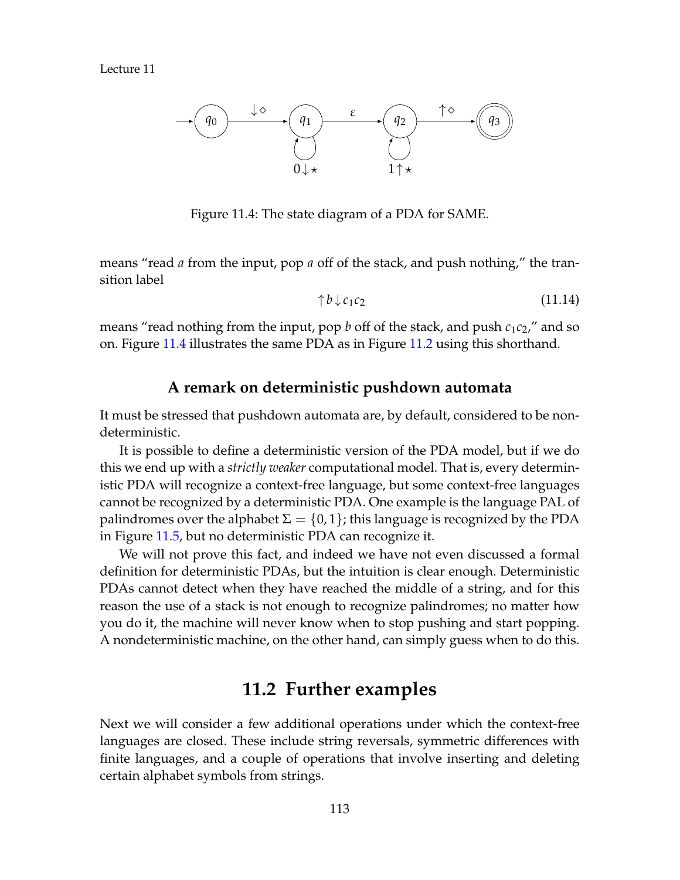Figure 11.4: The state diagram of a PDA for SAME.

means "read $a$ from the input, pop $a$ off of the stack, and push nothing," the transition label

$$\uparrow b \downarrow c_1 c_2 \tag{11.14}$$

means "read nothing from the input, pop $b$ off of the stack, and push $c_1 c_2$," and so on. Figure 11.4 illustrates the same PDA as in Figure 11.2 using this shorthand.

### A remark on deterministic pushdown automata

It must be stressed that pushdown automata are, by default, considered to be nondeterministic.

It is possible to define a deterministic version of the PDA model, but if we do this we end up with a *strictly weaker* computational model. That is, every deterministic PDA will recognize a context-free language, but some context-free languages cannot be recognized by a deterministic PDA. One example is the language PAL of palindromes over the alphabet $\Sigma = \{0, 1\}$; this language is recognized by the PDA in Figure 11.5, but no deterministic PDA can recognize it.

We will not prove this fact, and indeed we have not even discussed a formal definition for deterministic PDAs, but the intuition is clear enough. Deterministic PDAs cannot detect when they have reached the middle of a string, and for this reason the use of a stack is not enough to recognize palindromes; no matter how you do it, the machine will never know when to stop pushing and start popping. A nondeterministic machine, on the other hand, can simply guess when to do this.

## 11.2 Further examples

Next we will consider a few additional operations under which the context-free languages are closed. These include string reversals, symmetric differences with finite languages, and a couple of operations that involve inserting and deleting certain alphabet symbols from strings.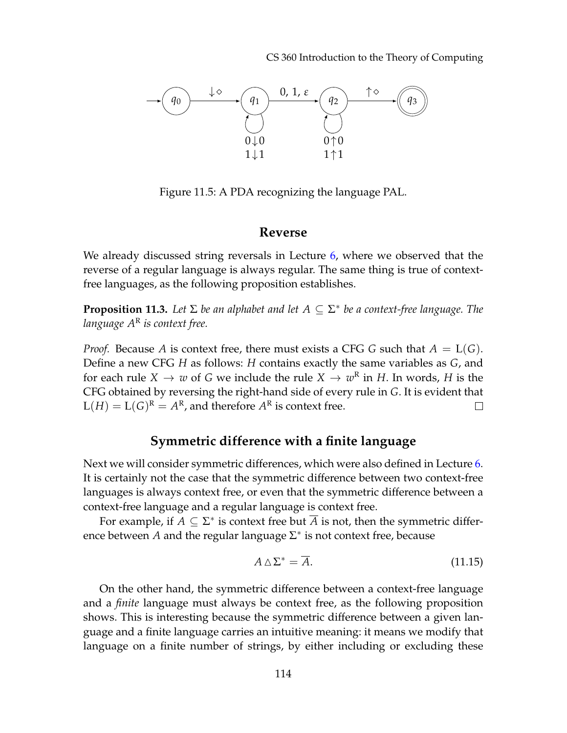Figure 11.5: A PDA recognizing the language PAL.

## Reverse

We already discussed string reversals in Lecture 6, where we observed that the reverse of a regular language is always regular. The same thing is true of context-free languages, as the following proposition establishes.

**Proposition 11.3.** *Let $\Sigma$ be an alphabet and let $A \subseteq \Sigma^*$ be a context-free language. The language $A^R$ is context free.*

*Proof.* Because $A$ is context free, there must exists a CFG $G$ such that $A = L(G)$. Define a new CFG $H$ as follows: $H$ contains exactly the same variables as $G$, and for each rule $X \to w$ of $G$ we include the rule $X \to w^R$ in $H$. In words, $H$ is the CFG obtained by reversing the right-hand side of every rule in $G$. It is evident that $L(H) = L(G)^R = A^R$, and therefore $A^R$ is context free. □

## Symmetric difference with a finite language

Next we will consider symmetric differences, which were also defined in Lecture 6. It is certainly not the case that the symmetric difference between two context-free languages is always context free, or even that the symmetric difference between a context-free language and a regular language is context free.

For example, if $A \subseteq \Sigma^*$ is context free but $\overline{A}$ is not, then the symmetric difference between $A$ and the regular language $\Sigma^*$ is not context free, because

$$A \mathbin{\triangle} \Sigma^* = \overline{A}. \tag{11.15}$$

On the other hand, the symmetric difference between a context-free language and a *finite* language must always be context free, as the following proposition shows. This is interesting because the symmetric difference between a given language and a finite language carries an intuitive meaning: it means we modify that language on a finite number of strings, by either including or excluding these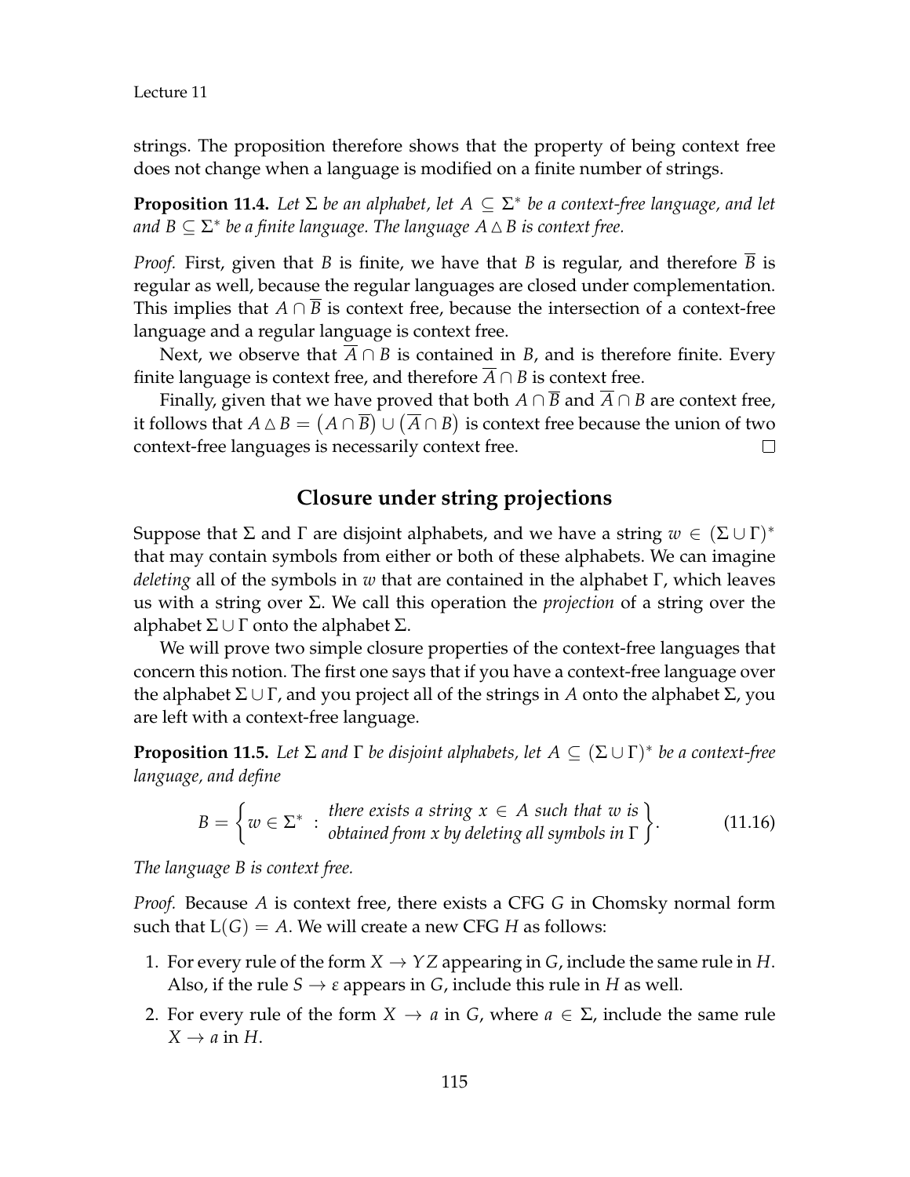strings. The proposition therefore shows that the property of being context free does not change when a language is modified on a finite number of strings.

**Proposition 11.4.** *Let $\Sigma$ be an alphabet, let $A \subseteq \Sigma^*$ be a context-free language, and let and $B \subseteq \Sigma^*$ be a finite language. The language $A \triangle B$ is context free.*

*Proof.* First, given that $B$ is finite, we have that $B$ is regular, and therefore $\overline{B}$ is regular as well, because the regular languages are closed under complementation. This implies that $A \cap \overline{B}$ is context free, because the intersection of a context-free language and a regular language is context free.

Next, we observe that $\overline{A} \cap B$ is contained in $B$, and is therefore finite. Every finite language is context free, and therefore $\overline{A} \cap B$ is context free.

Finally, given that we have proved that both $A \cap \overline{B}$ and $\overline{A} \cap B$ are context free, it follows that $A \triangle B = \big(A \cap \overline{B}\big) \cup \big(\overline{A} \cap B\big)$ is context free because the union of two context-free languages is necessarily context free. □

## Closure under string projections

Suppose that $\Sigma$ and $\Gamma$ are disjoint alphabets, and we have a string $w \in (\Sigma \cup \Gamma)^*$ that may contain symbols from either or both of these alphabets. We can imagine *deleting* all of the symbols in $w$ that are contained in the alphabet $\Gamma$, which leaves us with a string over $\Sigma$. We call this operation the *projection* of a string over the alphabet $\Sigma \cup \Gamma$ onto the alphabet $\Sigma$.

We will prove two simple closure properties of the context-free languages that concern this notion. The first one says that if you have a context-free language over the alphabet $\Sigma \cup \Gamma$, and you project all of the strings in $A$ onto the alphabet $\Sigma$, you are left with a context-free language.

**Proposition 11.5.** *Let $\Sigma$ and $\Gamma$ be disjoint alphabets, let $A \subseteq (\Sigma \cup \Gamma)^*$ be a context-free language, and define*

$$B = \left\{ w \in \Sigma^* \;:\; \begin{array}{l} \text{there exists a string } x \in A \text{ such that } w \text{ is} \\ \text{obtained from } x \text{ by deleting all symbols in } \Gamma \end{array} \right\}. \tag{11.16}$$

*The language $B$ is context free.*

*Proof.* Because $A$ is context free, there exists a CFG $G$ in Chomsky normal form such that $\mathrm{L}(G) = A$. We will create a new CFG $H$ as follows:

1. For every rule of the form $X \rightarrow YZ$ appearing in $G$, include the same rule in $H$. Also, if the rule $S \rightarrow \varepsilon$ appears in $G$, include this rule in $H$ as well.
2. For every rule of the form $X \rightarrow a$ in $G$, where $a \in \Sigma$, include the same rule $X \rightarrow a$ in $H$.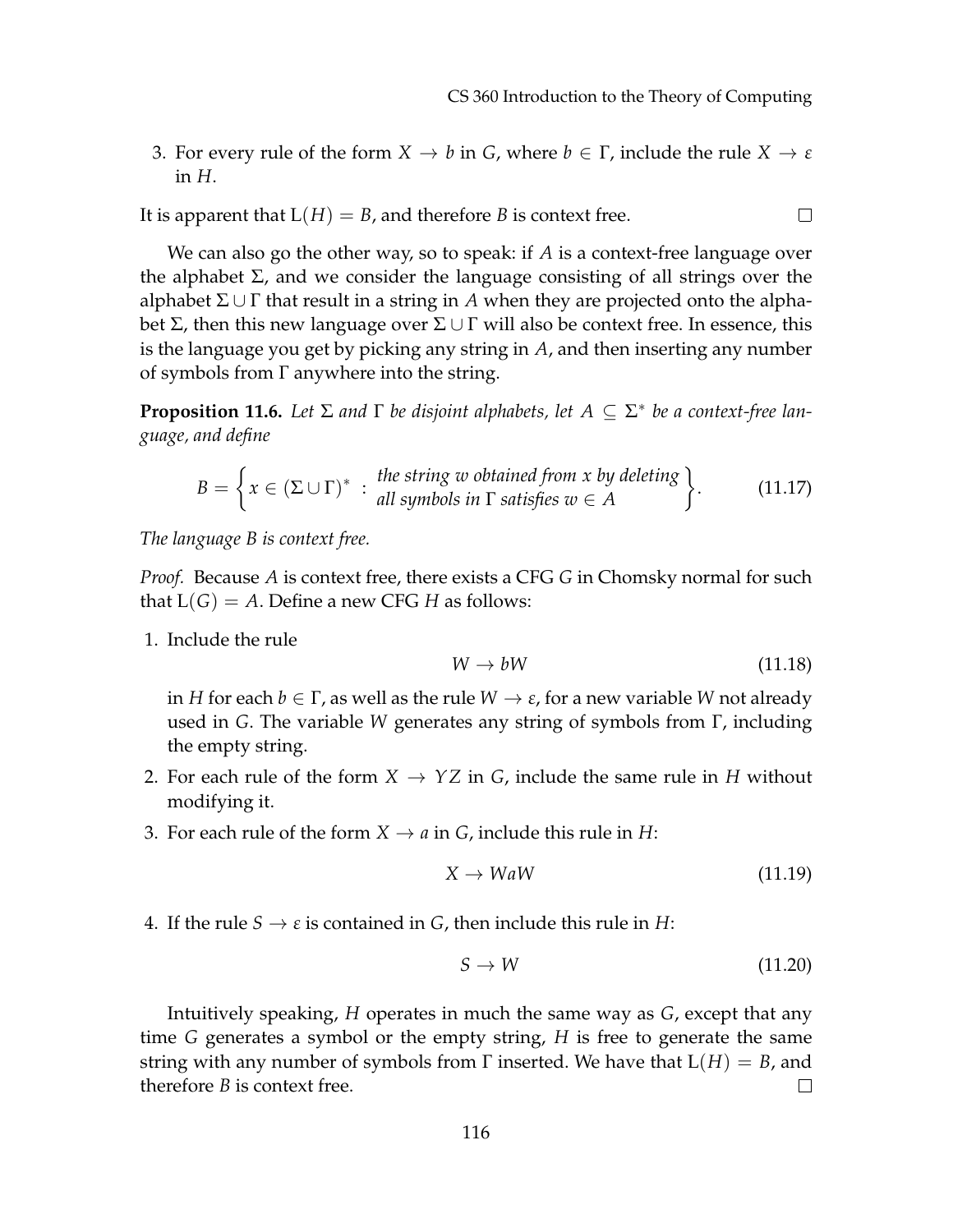3. For every rule of the form $X \rightarrow b$ in $G$, where $b \in \Gamma$, include the rule $X \rightarrow \varepsilon$ in $H$.

It is apparent that $\mathrm{L}(H) = B$, and therefore $B$ is context free. □

We can also go the other way, so to speak: if $A$ is a context-free language over the alphabet $\Sigma$, and we consider the language consisting of all strings over the alphabet $\Sigma \cup \Gamma$ that result in a string in $A$ when they are projected onto the alphabet $\Sigma$, then this new language over $\Sigma \cup \Gamma$ will also be context free. In essence, this is the language you get by picking any string in $A$, and then inserting any number of symbols from $\Gamma$ anywhere into the string.

**Proposition 11.6.** *Let $\Sigma$ and $\Gamma$ be disjoint alphabets, let $A \subseteq \Sigma^*$ be a context-free language, and define*

$$B = \left\{ x \in (\Sigma \cup \Gamma)^* \ : \ \begin{array}{l} \textit{the string } w \textit{ obtained from } x \textit{ by deleting} \\ \textit{all symbols in } \Gamma \textit{ satisfies } w \in A \end{array} \right\}. \tag{11.17}$$

*The language $B$ is context free.*

*Proof.* Because $A$ is context free, there exists a CFG $G$ in Chomsky normal for such that $\mathrm{L}(G) = A$. Define a new CFG $H$ as follows:

1. Include the rule
$$W \rightarrow bW \tag{11.18}$$
in $H$ for each $b \in \Gamma$, as well as the rule $W \rightarrow \varepsilon$, for a new variable $W$ not already used in $G$. The variable $W$ generates any string of symbols from $\Gamma$, including the empty string.

2. For each rule of the form $X \rightarrow YZ$ in $G$, include the same rule in $H$ without modifying it.

3. For each rule of the form $X \rightarrow a$ in $G$, include this rule in $H$:
$$X \rightarrow WaW \tag{11.19}$$

4. If the rule $S \rightarrow \varepsilon$ is contained in $G$, then include this rule in $H$:
$$S \rightarrow W \tag{11.20}$$

Intuitively speaking, $H$ operates in much the same way as $G$, except that any time $G$ generates a symbol or the empty string, $H$ is free to generate the same string with any number of symbols from $\Gamma$ inserted. We have that $\mathrm{L}(H) = B$, and therefore $B$ is context free. □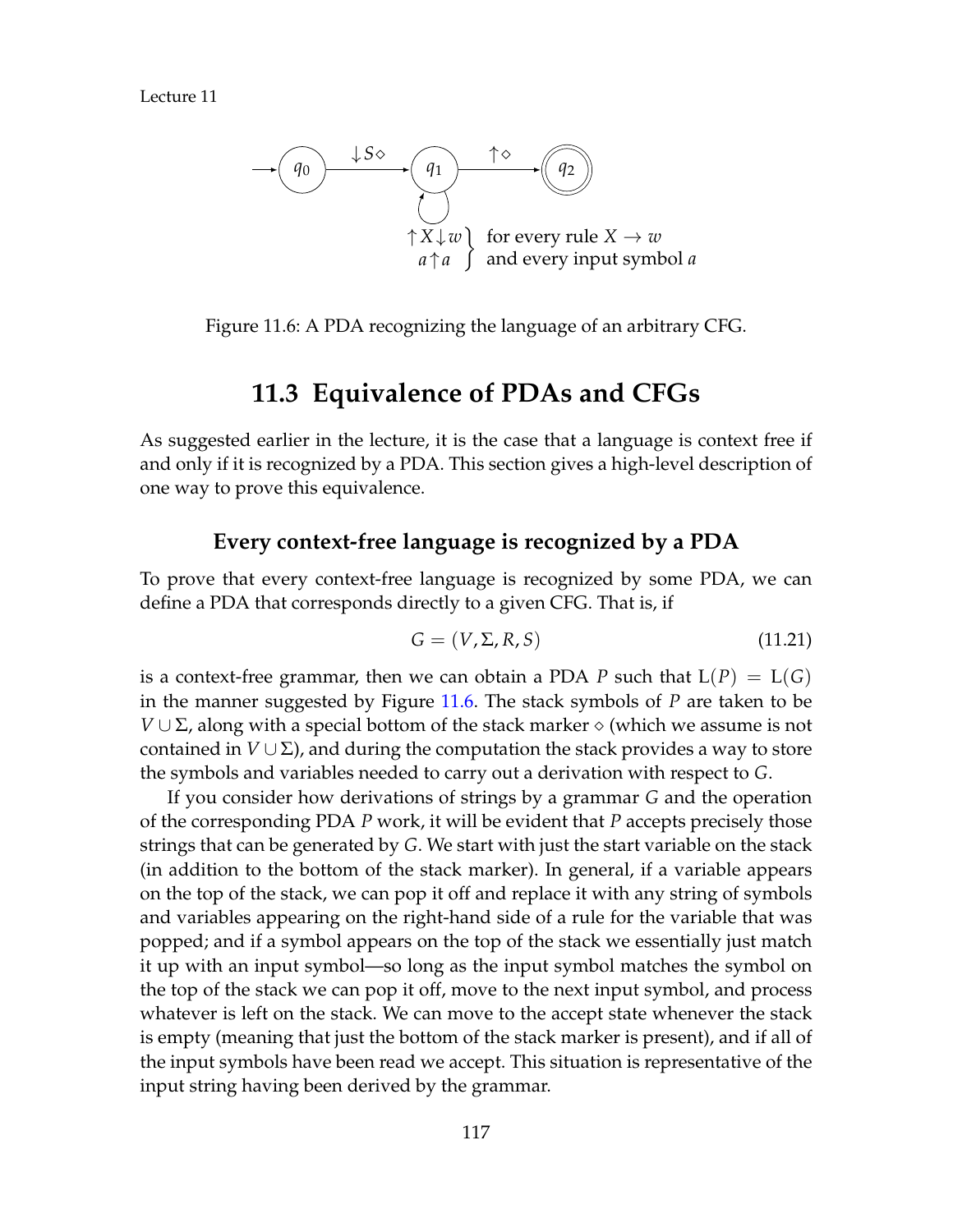Figure 11.6: A PDA recognizing the language of an arbitrary CFG.

## 11.3 Equivalence of PDAs and CFGs

As suggested earlier in the lecture, it is the case that a language is context free if and only if it is recognized by a PDA. This section gives a high-level description of one way to prove this equivalence.

### Every context-free language is recognized by a PDA

To prove that every context-free language is recognized by some PDA, we can define a PDA that corresponds directly to a given CFG. That is, if

$$G = (V, \Sigma, R, S) \tag{11.21}$$

is a context-free grammar, then we can obtain a PDA $P$ such that $\mathrm{L}(P) = \mathrm{L}(G)$ in the manner suggested by Figure 11.6. The stack symbols of $P$ are taken to be $V \cup \Sigma$, along with a special bottom of the stack marker $\diamond$ (which we assume is not contained in $V \cup \Sigma$), and during the computation the stack provides a way to store the symbols and variables needed to carry out a derivation with respect to $G$.

If you consider how derivations of strings by a grammar $G$ and the operation of the corresponding PDA $P$ work, it will be evident that $P$ accepts precisely those strings that can be generated by $G$. We start with just the start variable on the stack (in addition to the bottom of the stack marker). In general, if a variable appears on the top of the stack, we can pop it off and replace it with any string of symbols and variables appearing on the right-hand side of a rule for the variable that was popped; and if a symbol appears on the top of the stack we essentially just match it up with an input symbol—so long as the input symbol matches the symbol on the top of the stack we can pop it off, move to the next input symbol, and process whatever is left on the stack. We can move to the accept state whenever the stack is empty (meaning that just the bottom of the stack marker is present), and if all of the input symbols have been read we accept. This situation is representative of the input string having been derived by the grammar.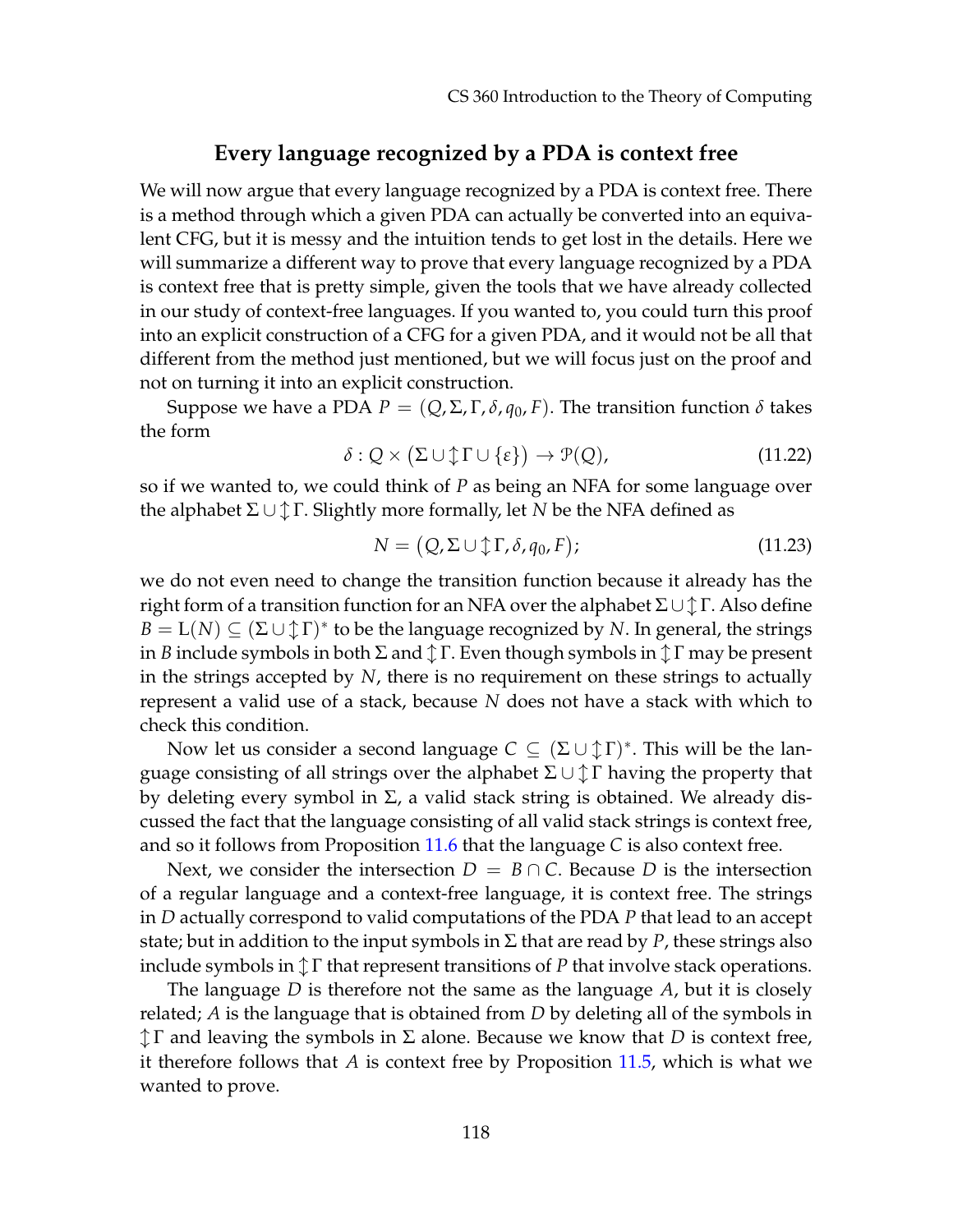## Every language recognized by a PDA is context free

We will now argue that every language recognized by a PDA is context free. There is a method through which a given PDA can actually be converted into an equivalent CFG, but it is messy and the intuition tends to get lost in the details. Here we will summarize a different way to prove that every language recognized by a PDA is context free that is pretty simple, given the tools that we have already collected in our study of context-free languages. If you wanted to, you could turn this proof into an explicit construction of a CFG for a given PDA, and it would not be all that different from the method just mentioned, but we will focus just on the proof and not on turning it into an explicit construction.

Suppose we have a PDA $P = (Q, \Sigma, \Gamma, \delta, q_0, F)$. The transition function $\delta$ takes the form

$$\delta : Q \times \big(\Sigma \cup \updownarrow\Gamma \cup \{\varepsilon\}\big) \rightarrow \mathcal{P}(Q), \tag{11.22}$$

so if we wanted to, we could think of $P$ as being an NFA for some language over the alphabet $\Sigma \cup \updownarrow\Gamma$. Slightly more formally, let $N$ be the NFA defined as

$$N = \big(Q, \Sigma \cup \updownarrow\Gamma, \delta, q_0, F\big); \tag{11.23}$$

we do not even need to change the transition function because it already has the right form of a transition function for an NFA over the alphabet $\Sigma \cup \updownarrow\Gamma$. Also define $B = \mathrm{L}(N) \subseteq (\Sigma \cup \updownarrow\Gamma)^*$ to be the language recognized by $N$. In general, the strings in $B$ include symbols in both $\Sigma$ and $\updownarrow\Gamma$. Even though symbols in $\updownarrow\Gamma$ may be present in the strings accepted by $N$, there is no requirement on these strings to actually represent a valid use of a stack, because $N$ does not have a stack with which to check this condition.

Now let us consider a second language $C \subseteq (\Sigma \cup \updownarrow\Gamma)^*$. This will be the language consisting of all strings over the alphabet $\Sigma \cup \updownarrow\Gamma$ having the property that by deleting every symbol in $\Sigma$, a valid stack string is obtained. We already discussed the fact that the language consisting of all valid stack strings is context free, and so it follows from Proposition 11.6 that the language $C$ is also context free.

Next, we consider the intersection $D = B \cap C$. Because $D$ is the intersection of a regular language and a context-free language, it is context free. The strings in $D$ actually correspond to valid computations of the PDA $P$ that lead to an accept state; but in addition to the input symbols in $\Sigma$ that are read by $P$, these strings also include symbols in $\updownarrow\Gamma$ that represent transitions of $P$ that involve stack operations.

The language $D$ is therefore not the same as the language $A$, but it is closely related; $A$ is the language that is obtained from $D$ by deleting all of the symbols in $\updownarrow\Gamma$ and leaving the symbols in $\Sigma$ alone. Because we know that $D$ is context free, it therefore follows that $A$ is context free by Proposition 11.5, which is what we wanted to prove.